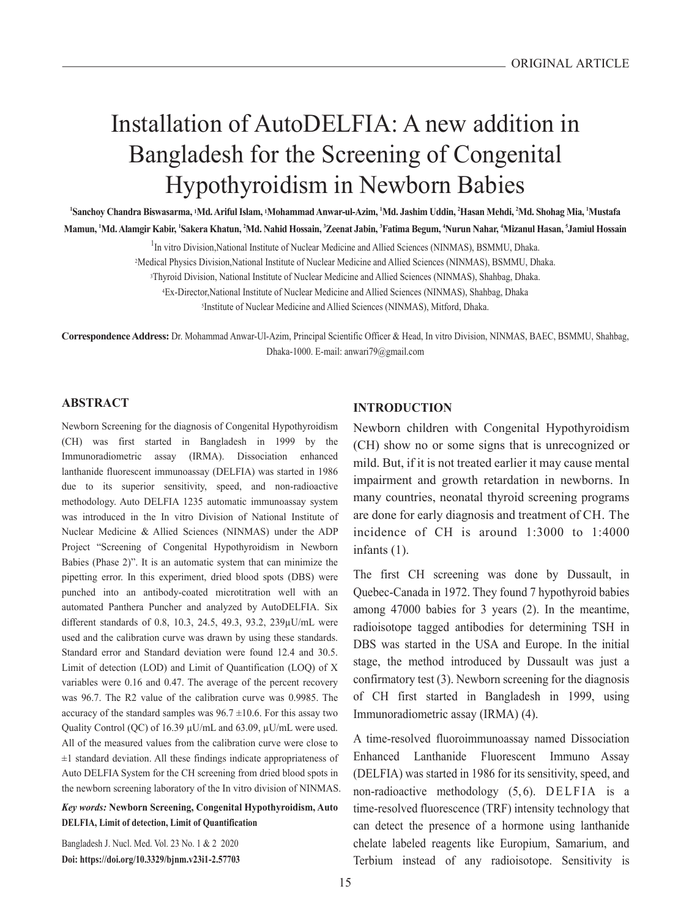ORIGINAL ARTICLE

# Installation of AutoDELFIA: A new addition in Bangladesh for the Screening of Congenital Hypothyroidism in Newborn Babies

**[1]Sanchoy Chandra Biswasarma, [1]Md. Ariful Islam, [1]Mohammad Anwar-ul-Azim, [1]Md. Jashim Uddin, [2]Hasan Mehdi, [2]Md. Shohag Mia, [1]Mustafa Mamun, [1]Md. Alamgir Kabir, [1]Sakera Khatun, [2]Md. Nahid Hossain, [3]Zeenat Jabin, [3]Fatima Begum, [4]Nurun Nahar, [4]Mizanul Hasan, [5]Jamiul Hossain**

[1]In vitro Division,National Institute of Nuclear Medicine and Allied Sciences (NINMAS), BSMMU, Dhaka.

[2]Medical Physics Division,National Institute of Nuclear Medicine and Allied Sciences (NINMAS), BSMMU, Dhaka.

[3]Thyroid Division, National Institute of Nuclear Medicine and Allied Sciences (NINMAS), Shahbag, Dhaka.

[4]Ex-Director,National Institute of Nuclear Medicine and Allied Sciences (NINMAS), Shahbag, Dhaka

[5]Institute of Nuclear Medicine and Allied Sciences (NINMAS), Mitford, Dhaka.

**Correspondence Address:** Dr. Mohammad Anwar-Ul-Azim, Principal Scientific Officer & Head, In vitro Division, NINMAS, BAEC, BSMMU, Shahbag, Dhaka-1000. E-mail: anwari79@gmail.com

## ABSTRACT

Newborn Screening for the diagnosis of Congenital Hypothyroidism (CH) was first started in Bangladesh in 1999 by the Immunoradiometric assay (IRMA). Dissociation enhanced lanthanide fluorescent immunoassay (DELFIA) was started in 1986 due to its superior sensitivity, speed, and non-radioactive methodology. Auto DELFIA 1235 automatic immunoassay system was introduced in the In vitro Division of National Institute of Nuclear Medicine & Allied Sciences (NINMAS) under the ADP Project "Screening of Congenital Hypothyroidism in Newborn Babies (Phase 2)". It is an automatic system that can minimize the pipetting error. In this experiment, dried blood spots (DBS) were punched into an antibody-coated microtitration well with an automated Panthera Puncher and analyzed by AutoDELFIA. Six different standards of 0.8, 10.3, 24.5, 49.3, 93.2, 239µU/mL were used and the calibration curve was drawn by using these standards. Standard error and Standard deviation were found 12.4 and 30.5. Limit of detection (LOD) and Limit of Quantification (LOQ) of X variables were 0.16 and 0.47. The average of the percent recovery was 96.7. The R2 value of the calibration curve was 0.9985. The accuracy of the standard samples was 96.7 ±10.6. For this assay two Quality Control (QC) of 16.39 µU/mL and 63.09, µU/mL were used. All of the measured values from the calibration curve were close to ±1 standard deviation. All these findings indicate appropriateness of Auto DELFIA System for the CH screening from dried blood spots in the newborn screening laboratory of the In vitro division of NINMAS.

***Key words:*** **Newborn Screening, Congenital Hypothyroidism, Auto DELFIA, Limit of detection, Limit of Quantification**

Bangladesh J. Nucl. Med. Vol. 23 No. 1 & 2 2020

**Doi: https://doi.org/10.3329/bjnm.v23i1-2.57703**

## INTRODUCTION

Newborn children with Congenital Hypothyroidism (CH) show no or some signs that is unrecognized or mild. But, if it is not treated earlier it may cause mental impairment and growth retardation in newborns. In many countries, neonatal thyroid screening programs are done for early diagnosis and treatment of CH. The incidence of CH is around 1:3000 to 1:4000 infants (1).

The first CH screening was done by Dussault, in Quebec-Canada in 1972. They found 7 hypothyroid babies among 47000 babies for 3 years (2). In the meantime, radioisotope tagged antibodies for determining TSH in DBS was started in the USA and Europe. In the initial stage, the method introduced by Dussault was just a confirmatory test (3). Newborn screening for the diagnosis of CH first started in Bangladesh in 1999, using Immunoradiometric assay (IRMA) (4).

A time-resolved fluoroimmunoassay named Dissociation Enhanced Lanthanide Fluorescent Immuno Assay (DELFIA) was started in 1986 for its sensitivity, speed, and non-radioactive methodology (5,6). DELFIA is a time-resolved fluorescence (TRF) intensity technology that can detect the presence of a hormone using lanthanide chelate labeled reagents like Europium, Samarium, and Terbium instead of any radioisotope. Sensitivity is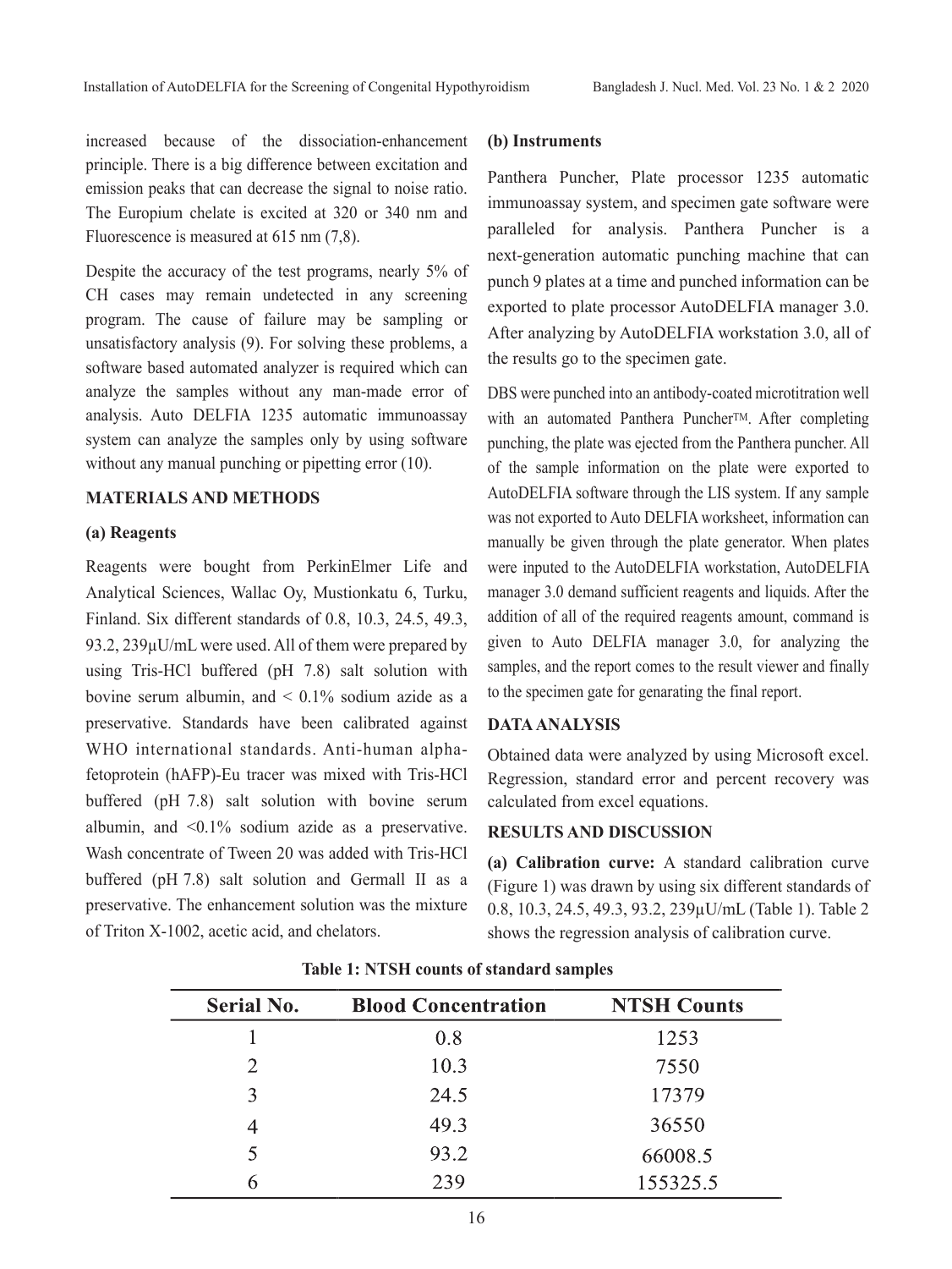increased because of the dissociation-enhancement principle. There is a big difference between excitation and emission peaks that can decrease the signal to noise ratio. The Europium chelate is excited at 320 or 340 nm and Fluorescence is measured at 615 nm (7,8).

Despite the accuracy of the test programs, nearly 5% of CH cases may remain undetected in any screening program. The cause of failure may be sampling or unsatisfactory analysis (9). For solving these problems, a software based automated analyzer is required which can analyze the samples without any man-made error of analysis. Auto DELFIA 1235 automatic immunoassay system can analyze the samples only by using software without any manual punching or pipetting error (10).

## MATERIALS AND METHODS

### (a) Reagents

Reagents were bought from PerkinElmer Life and Analytical Sciences, Wallac Oy, Mustionkatu 6, Turku, Finland. Six different standards of 0.8, 10.3, 24.5, 49.3, 93.2, 239µU/mL were used. All of them were prepared by using Tris-HCl buffered (pH 7.8) salt solution with bovine serum albumin, and < 0.1% sodium azide as a preservative. Standards have been calibrated against WHO international standards. Anti-human alpha-fetoprotein (hAFP)-Eu tracer was mixed with Tris-HCl buffered (pH 7.8) salt solution with bovine serum albumin, and <0.1% sodium azide as a preservative. Wash concentrate of Tween 20 was added with Tris-HCl buffered (pH 7.8) salt solution and Germall II as a preservative. The enhancement solution was the mixture of Triton X-1002, acetic acid, and chelators.

### (b) Instruments

Panthera Puncher, Plate processor 1235 automatic immunoassay system, and specimen gate software were paralleled for analysis. Panthera Puncher is a next-generation automatic punching machine that can punch 9 plates at a time and punched information can be exported to plate processor AutoDELFIA manager 3.0. After analyzing by AutoDELFIA workstation 3.0, all of the results go to the specimen gate.

DBS were punched into an antibody-coated microtitration well with an automated Panthera Puncher™. After completing punching, the plate was ejected from the Panthera puncher. All of the sample information on the plate were exported to AutoDELFIA software through the LIS system. If any sample was not exported to Auto DELFIA worksheet, information can manually be given through the plate generator. When plates were inputed to the AutoDELFIA workstation, AutoDELFIA manager 3.0 demand sufficient reagents and liquids. After the addition of all of the required reagents amount, command is given to Auto DELFIA manager 3.0, for analyzing the samples, and the report comes to the result viewer and finally to the specimen gate for genarating the final report.

## DATA ANALYSIS

Obtained data were analyzed by using Microsoft excel. Regression, standard error and percent recovery was calculated from excel equations.

## RESULTS AND DISCUSSION

**(a) Calibration curve:** A standard calibration curve (Figure 1) was drawn by using six different standards of 0.8, 10.3, 24.5, 49.3, 93.2, 239µU/mL (Table 1). Table 2 shows the regression analysis of calibration curve.

**Table 1: NTSH counts of standard samples**

| Serial No. | Blood Concentration | NTSH Counts |
|---|---|---|
| 1 | 0.8 | 1253 |
| 2 | 10.3 | 7550 |
| 3 | 24.5 | 17379 |
| 4 | 49.3 | 36550 |
| 5 | 93.2 | 66008.5 |
| 6 | 239 | 155325.5 |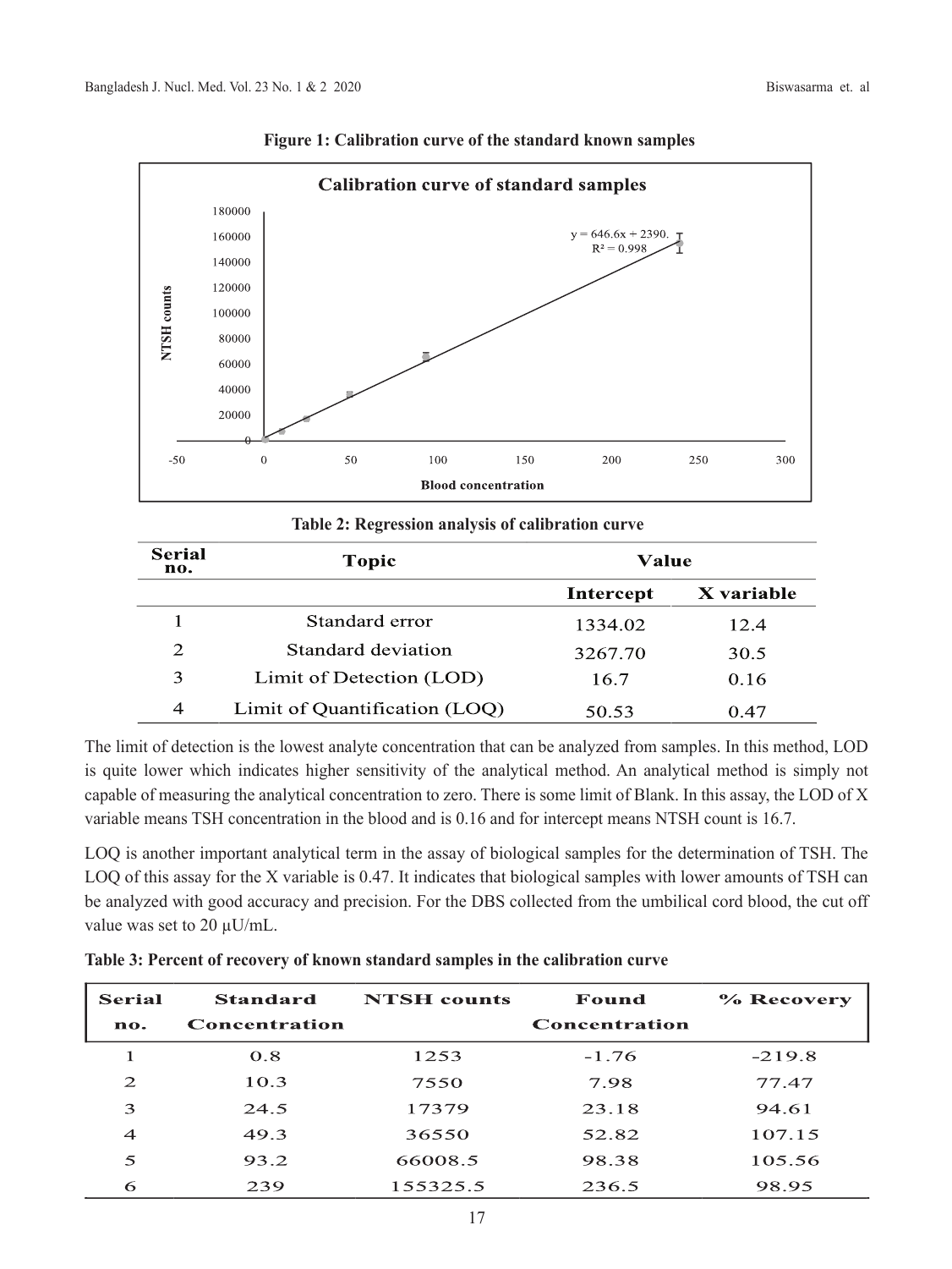**Figure 1: Calibration curve of the standard known samples**

**Table 2: Regression analysis of calibration curve**

| Serial no. | Topic | Value | |
|---|---|---|---|
| | | Intercept | X variable |
| 1 | Standard error | 1334.02 | 12.4 |
| 2 | Standard deviation | 3267.70 | 30.5 |
| 3 | Limit of Detection (LOD) | 16.7 | 0.16 |
| 4 | Limit of Quantification (LOQ) | 50.53 | 0.47 |

The limit of detection is the lowest analyte concentration that can be analyzed from samples. In this method, LOD is quite lower which indicates higher sensitivity of the analytical method. An analytical method is simply not capable of measuring the analytical concentration to zero. There is some limit of Blank. In this assay, the LOD of X variable means TSH concentration in the blood and is 0.16 and for intercept means NTSH count is 16.7.

LOQ is another important analytical term in the assay of biological samples for the determination of TSH. The LOQ of this assay for the X variable is 0.47. It indicates that biological samples with lower amounts of TSH can be analyzed with good accuracy and precision. For the DBS collected from the umbilical cord blood, the cut off value was set to 20 µU/mL.

**Table 3: Percent of recovery of known standard samples in the calibration curve**

| Serial no. | Standard Concentration | NTSH counts | Found Concentration | % Recovery |
|---|---|---|---|---|
| 1 | 0.8 | 1253 | -1.76 | -219.8 |
| 2 | 10.3 | 7550 | 7.98 | 77.47 |
| 3 | 24.5 | 17379 | 23.18 | 94.61 |
| 4 | 49.3 | 36550 | 52.82 | 107.15 |
| 5 | 93.2 | 66008.5 | 98.38 | 105.56 |
| 6 | 239 | 155325.5 | 236.5 | 98.95 |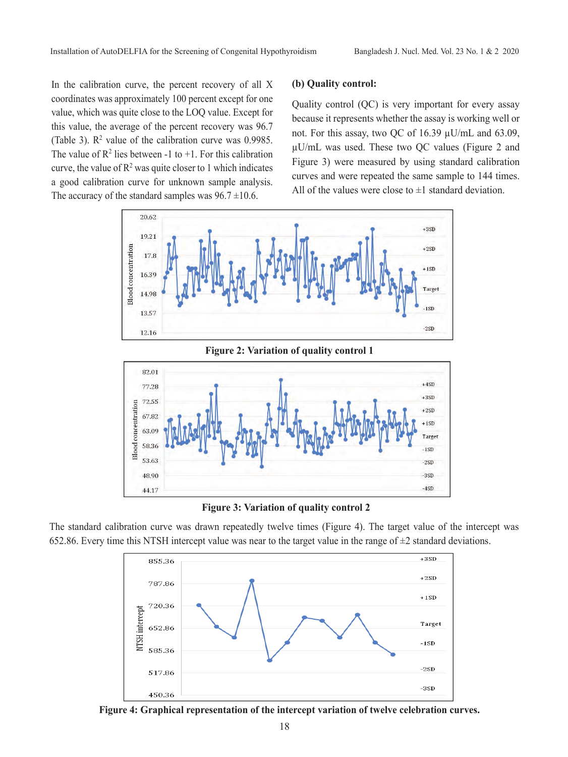In the calibration curve, the percent recovery of all X coordinates was approximately 100 percent except for one value, which was quite close to the LOQ value. Except for this value, the average of the percent recovery was 96.7 (Table 3). $R^2$ value of the calibration curve was 0.9985. The value of $R^2$ lies between -1 to +1. For this calibration curve, the value of $R^2$ was quite closer to 1 which indicates a good calibration curve for unknown sample analysis. The accuracy of the standard samples was 96.7 ±10.6.

**(b) Quality control:**

Quality control (QC) is very important for every assay because it represents whether the assay is working well or not. For this assay, two QC of 16.39 µU/mL and 63.09, µU/mL was used. These two QC values (Figure 2 and Figure 3) were measured by using standard calibration curves and were repeated the same sample to 144 times. All of the values were close to ±1 standard deviation.

**Figure 2: Variation of quality control 1**

**Figure 3: Variation of quality control 2**

The standard calibration curve was drawn repeatedly twelve times (Figure 4). The target value of the intercept was 652.86. Every time this NTSH intercept value was near to the target value in the range of ±2 standard deviations.

**Figure 4: Graphical representation of the intercept variation of twelve celebration curves.**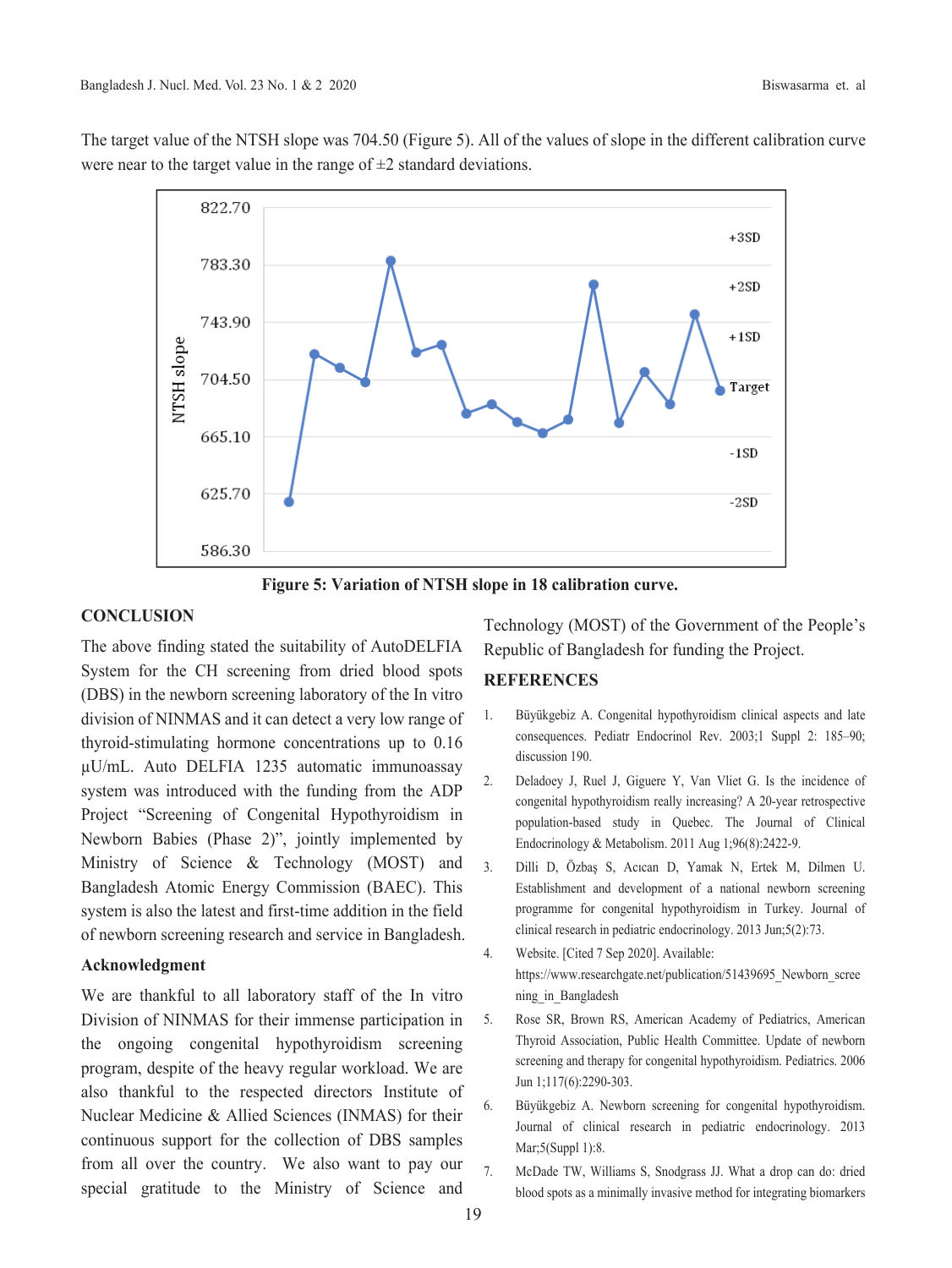The target value of the NTSH slope was 704.50 (Figure 5). All of the values of slope in the different calibration curve were near to the target value in the range of ±2 standard deviations.

**Figure 5: Variation of NTSH slope in 18 calibration curve.**

## CONCLUSION

The above finding stated the suitability of AutoDELFIA System for the CH screening from dried blood spots (DBS) in the newborn screening laboratory of the In vitro division of NINMAS and it can detect a very low range of thyroid-stimulating hormone concentrations up to 0.16 µU/mL. Auto DELFIA 1235 automatic immunoassay system was introduced with the funding from the ADP Project "Screening of Congenital Hypothyroidism in Newborn Babies (Phase 2)", jointly implemented by Ministry of Science & Technology (MOST) and Bangladesh Atomic Energy Commission (BAEC). This system is also the latest and first-time addition in the field of newborn screening research and service in Bangladesh.

### Acknowledgment

We are thankful to all laboratory staff of the In vitro Division of NINMAS for their immense participation in the ongoing congenital hypothyroidism screening program, despite of the heavy regular workload. We are also thankful to the respected directors Institute of Nuclear Medicine & Allied Sciences (INMAS) for their continuous support for the collection of DBS samples from all over the country. We also want to pay our special gratitude to the Ministry of Science and Technology (MOST) of the Government of the People's Republic of Bangladesh for funding the Project.

## REFERENCES

1. Büyükgebiz A. Congenital hypothyroidism clinical aspects and late consequences. Pediatr Endocrinol Rev. 2003;1 Suppl 2: 185–90; discussion 190.
2. Deladoey J, Ruel J, Giguere Y, Van Vliet G. Is the incidence of congenital hypothyroidism really increasing? A 20-year retrospective population-based study in Quebec. The Journal of Clinical Endocrinology & Metabolism. 2011 Aug 1;96(8):2422-9.
3. Dilli D, Özbaş S, Acıcan D, Yamak N, Ertek M, Dilmen U. Establishment and development of a national newborn screening programme for congenital hypothyroidism in Turkey. Journal of clinical research in pediatric endocrinology. 2013 Jun;5(2):73.
4. Website. [Cited 7 Sep 2020]. Available: https://www.researchgate.net/publication/51439695_Newborn_screening_in_Bangladesh
5. Rose SR, Brown RS, American Academy of Pediatrics, American Thyroid Association, Public Health Committee. Update of newborn screening and therapy for congenital hypothyroidism. Pediatrics. 2006 Jun 1;117(6):2290-303.
6. Büyükgebiz A. Newborn screening for congenital hypothyroidism. Journal of clinical research in pediatric endocrinology. 2013 Mar;5(Suppl 1):8.
7. McDade TW, Williams S, Snodgrass JJ. What a drop can do: dried blood spots as a minimally invasive method for integrating biomarkers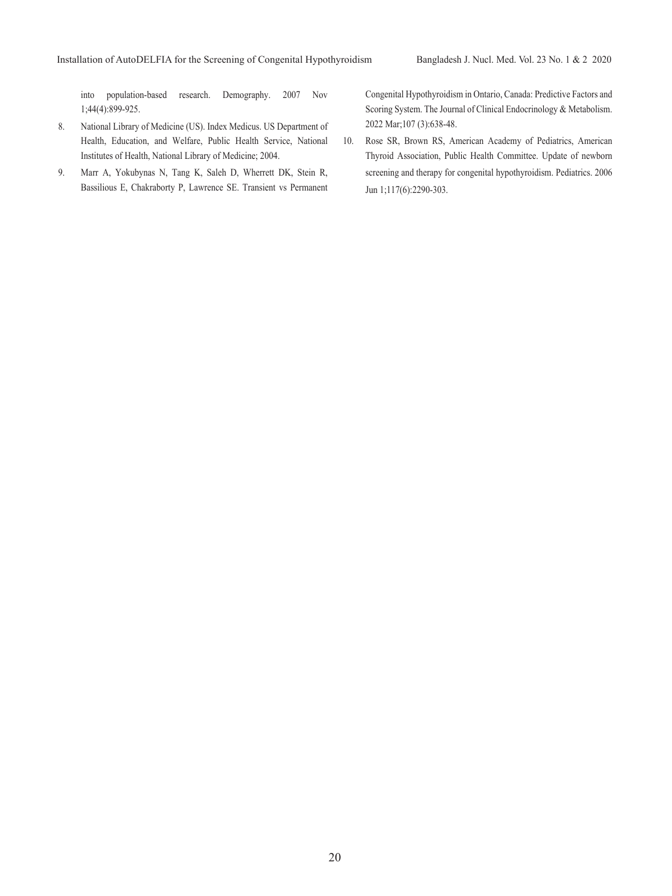into population-based research. Demography. 2007 Nov 1;44(4):899-925.

8. National Library of Medicine (US). Index Medicus. US Department of Health, Education, and Welfare, Public Health Service, National Institutes of Health, National Library of Medicine; 2004.

9. Marr A, Yokubynas N, Tang K, Saleh D, Wherrett DK, Stein R, Bassilious E, Chakraborty P, Lawrence SE. Transient vs Permanent Congenital Hypothyroidism in Ontario, Canada: Predictive Factors and Scoring System. The Journal of Clinical Endocrinology & Metabolism. 2022 Mar;107 (3):638-48.

10. Rose SR, Brown RS, American Academy of Pediatrics, American Thyroid Association, Public Health Committee. Update of newborn screening and therapy for congenital hypothyroidism. Pediatrics. 2006 Jun 1;117(6):2290-303.